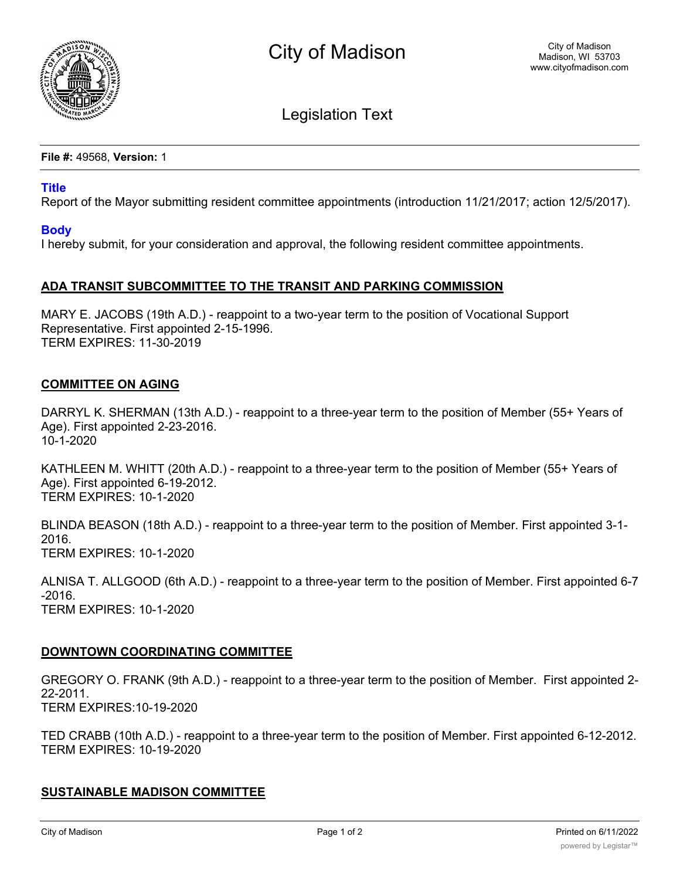# City of Madison

City of Madison
Madison, WI 53703
www.cityofmadison.com

## Legislation Text

**File #:** 49568, **Version:** 1

### Title

Report of the Mayor submitting resident committee appointments (introduction 11/21/2017; action 12/5/2017).

### Body

I hereby submit, for your consideration and approval, the following resident committee appointments.

**ADA TRANSIT SUBCOMMITTEE TO THE TRANSIT AND PARKING COMMISSION**

MARY E. JACOBS (19th A.D.) - reappoint to a two-year term to the position of Vocational Support Representative. First appointed 2-15-1996.
TERM EXPIRES: 11-30-2019

**COMMITTEE ON AGING**

DARRYL K. SHERMAN (13th A.D.) - reappoint to a three-year term to the position of Member (55+ Years of Age). First appointed 2-23-2016.
10-1-2020

KATHLEEN M. WHITT (20th A.D.) - reappoint to a three-year term to the position of Member (55+ Years of Age). First appointed 6-19-2012.
TERM EXPIRES: 10-1-2020

BLINDA BEASON (18th A.D.) - reappoint to a three-year term to the position of Member. First appointed 3-1-2016.
TERM EXPIRES: 10-1-2020

ALNISA T. ALLGOOD (6th A.D.) - reappoint to a three-year term to the position of Member. First appointed 6-7-2016.
TERM EXPIRES: 10-1-2020

**DOWNTOWN COORDINATING COMMITTEE**

GREGORY O. FRANK (9th A.D.) - reappoint to a three-year term to the position of Member. First appointed 2-22-2011.
TERM EXPIRES:10-19-2020

TED CRABB (10th A.D.) - reappoint to a three-year term to the position of Member. First appointed 6-12-2012.
TERM EXPIRES: 10-19-2020

**SUSTAINABLE MADISON COMMITTEE**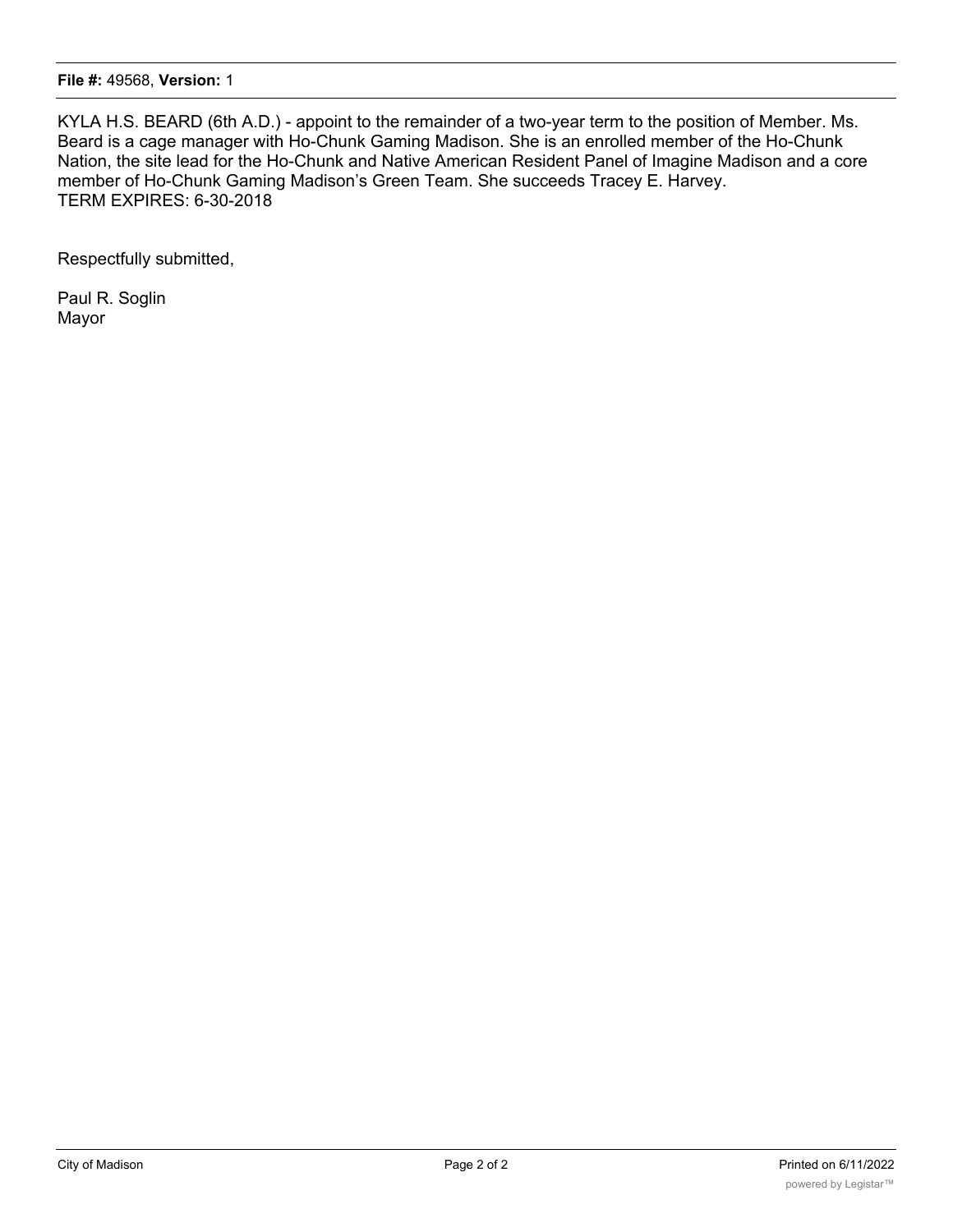**File #:** 49568, **Version:** 1

KYLA H.S. BEARD (6th A.D.) - appoint to the remainder of a two-year term to the position of Member. Ms. Beard is a cage manager with Ho-Chunk Gaming Madison. She is an enrolled member of the Ho-Chunk Nation, the site lead for the Ho-Chunk and Native American Resident Panel of Imagine Madison and a core member of Ho-Chunk Gaming Madison's Green Team. She succeeds Tracey E. Harvey.
TERM EXPIRES: 6-30-2018

Respectfully submitted,

Paul R. Soglin
Mayor